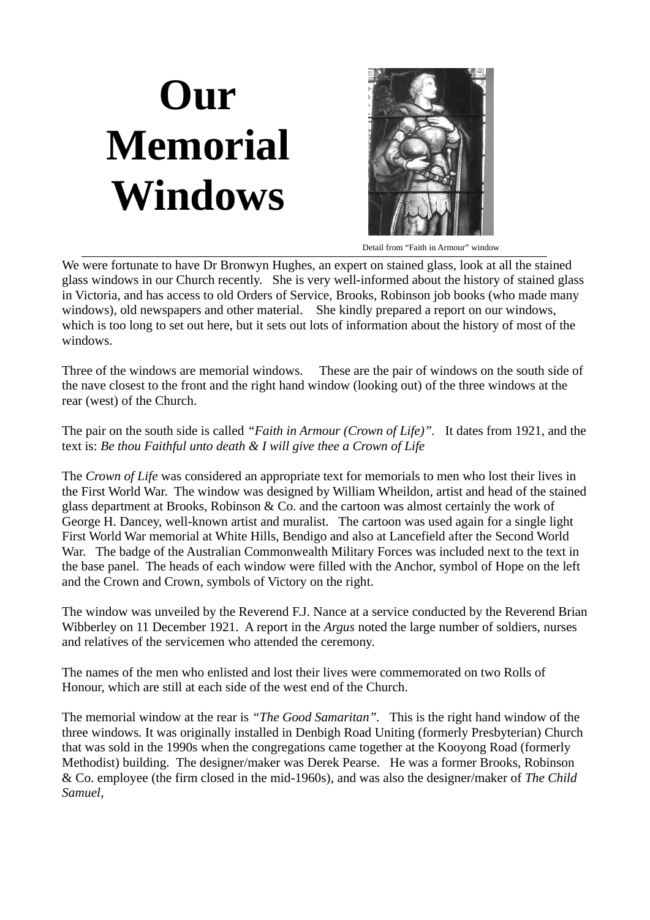# Our Memorial Windows

Detail from "Faith in Armour" window

We were fortunate to have Dr Bronwyn Hughes, an expert on stained glass, look at all the stained glass windows in our Church recently. She is very well-informed about the history of stained glass in Victoria, and has access to old Orders of Service, Brooks, Robinson job books (who made many windows), old newspapers and other material. She kindly prepared a report on our windows, which is too long to set out here, but it sets out lots of information about the history of most of the windows.

Three of the windows are memorial windows. These are the pair of windows on the south side of the nave closest to the front and the right hand window (looking out) of the three windows at the rear (west) of the Church.

The pair on the south side is called *"Faith in Armour (Crown of Life)"*. It dates from 1921, and the text is: *Be thou Faithful unto death & I will give thee a Crown of Life*

The *Crown of Life* was considered an appropriate text for memorials to men who lost their lives in the First World War. The window was designed by William Wheildon, artist and head of the stained glass department at Brooks, Robinson & Co. and the cartoon was almost certainly the work of George H. Dancey, well-known artist and muralist. The cartoon was used again for a single light First World War memorial at White Hills, Bendigo and also at Lancefield after the Second World War. The badge of the Australian Commonwealth Military Forces was included next to the text in the base panel. The heads of each window were filled with the Anchor, symbol of Hope on the left and the Crown and Crown, symbols of Victory on the right.

The window was unveiled by the Reverend F.J. Nance at a service conducted by the Reverend Brian Wibberley on 11 December 1921. A report in the *Argus* noted the large number of soldiers, nurses and relatives of the servicemen who attended the ceremony.

The names of the men who enlisted and lost their lives were commemorated on two Rolls of Honour, which are still at each side of the west end of the Church.

The memorial window at the rear is *"The Good Samaritan"*. This is the right hand window of the three windows. It was originally installed in Denbigh Road Uniting (formerly Presbyterian) Church that was sold in the 1990s when the congregations came together at the Kooyong Road (formerly Methodist) building. The designer/maker was Derek Pearse. He was a former Brooks, Robinson & Co. employee (the firm closed in the mid-1960s), and was also the designer/maker of *The Child Samuel*,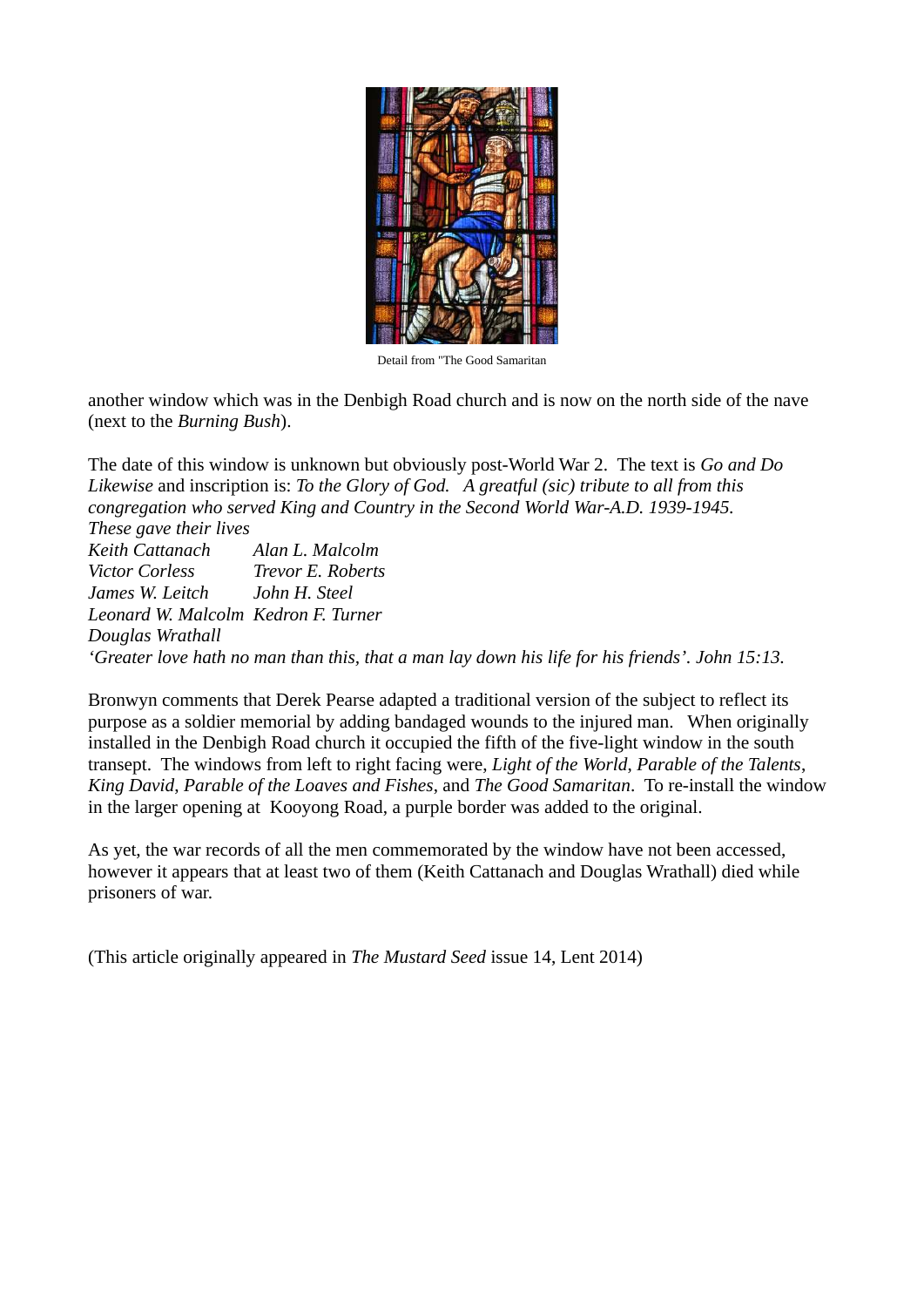Detail from "The Good Samaritan

another window which was in the Denbigh Road church and is now on the north side of the nave (next to the *Burning Bush*).

The date of this window is unknown but obviously post-World War 2. The text is *Go and Do Likewise* and inscription is: *To the Glory of God. A greatful (sic) tribute to all from this congregation who served King and Country in the Second World War-A.D. 1939-1945.*
*These gave their lives*

| | |
|---|---|
| *Keith Cattanach* | *Alan L. Malcolm* |
| *Victor Corless* | *Trevor E. Roberts* |
| *James W. Leitch* | *John H. Steel* |
| *Leonard W. Malcolm* | *Kedron F. Turner* |
| *Douglas Wrathall* | |

*'Greater love hath no man than this, that a man lay down his life for his friends'. John 15:13.*

Bronwyn comments that Derek Pearse adapted a traditional version of the subject to reflect its purpose as a soldier memorial by adding bandaged wounds to the injured man. When originally installed in the Denbigh Road church it occupied the fifth of the five-light window in the south transept. The windows from left to right facing were, *Light of the World*, *Parable of the Talents*, *King David*, *Parable of the Loaves and Fishes*, and *The Good Samaritan*. To re-install the window in the larger opening at Kooyong Road, a purple border was added to the original.

As yet, the war records of all the men commemorated by the window have not been accessed, however it appears that at least two of them (Keith Cattanach and Douglas Wrathall) died while prisoners of war.

(This article originally appeared in *The Mustard Seed* issue 14, Lent 2014)